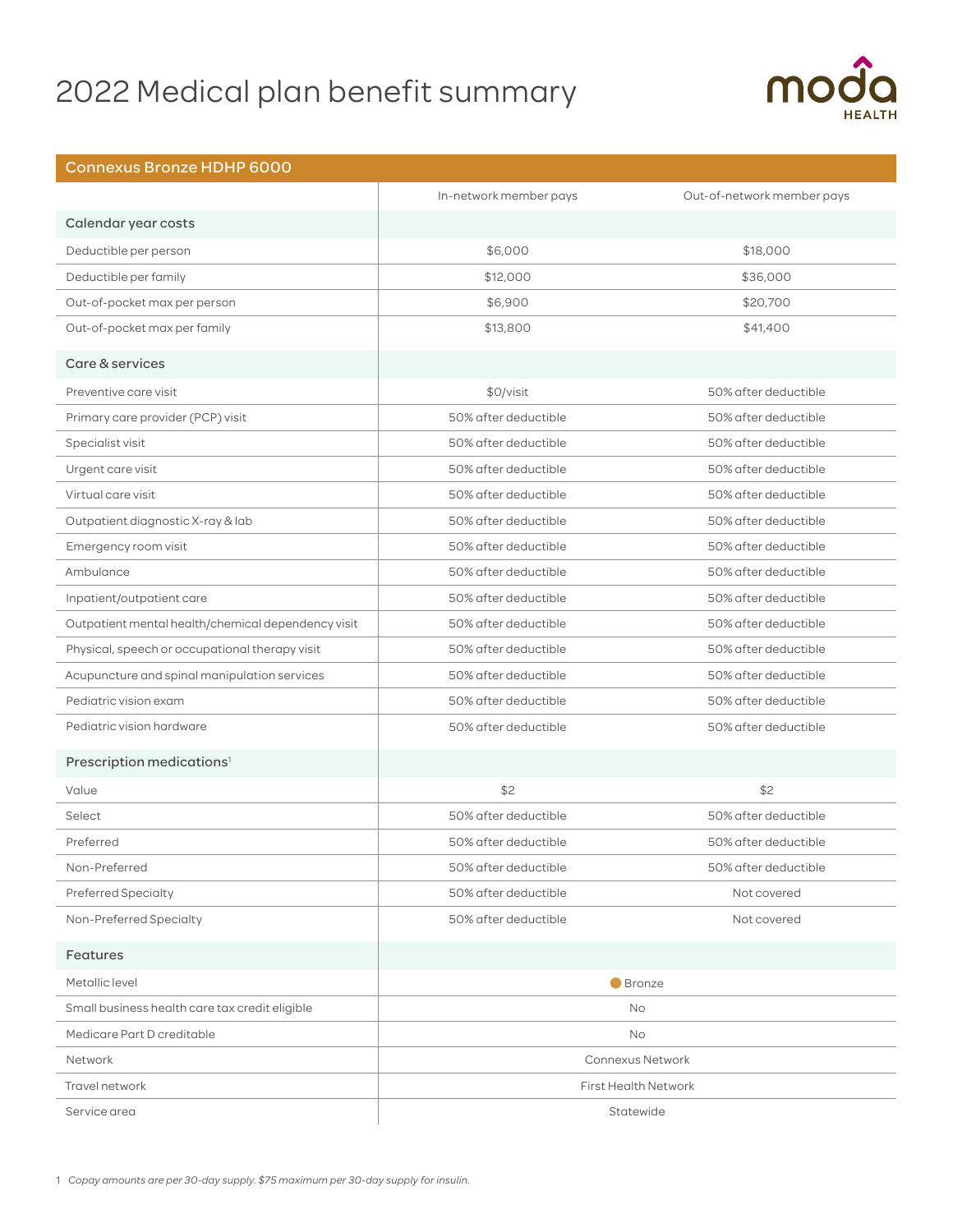# 2022 Medical plan benefit summary

## Connexus Bronze HDHP 6000

| | In-network member pays | Out-of-network member pays |
|---|---|---|
| **Calendar year costs** | | |
| Deductible per person | $6,000 | $18,000 |
| Deductible per family | $12,000 | $36,000 |
| Out-of-pocket max per person | $6,900 | $20,700 |
| Out-of-pocket max per family | $13,800 | $41,400 |
| **Care & services** | | |
| Preventive care visit | $0/visit | 50% after deductible |
| Primary care provider (PCP) visit | 50% after deductible | 50% after deductible |
| Specialist visit | 50% after deductible | 50% after deductible |
| Urgent care visit | 50% after deductible | 50% after deductible |
| Virtual care visit | 50% after deductible | 50% after deductible |
| Outpatient diagnostic X-ray & lab | 50% after deductible | 50% after deductible |
| Emergency room visit | 50% after deductible | 50% after deductible |
| Ambulance | 50% after deductible | 50% after deductible |
| Inpatient/outpatient care | 50% after deductible | 50% after deductible |
| Outpatient mental health/chemical dependency visit | 50% after deductible | 50% after deductible |
| Physical, speech or occupational therapy visit | 50% after deductible | 50% after deductible |
| Acupuncture and spinal manipulation services | 50% after deductible | 50% after deductible |
| Pediatric vision exam | 50% after deductible | 50% after deductible |
| Pediatric vision hardware | 50% after deductible | 50% after deductible |
| **Prescription medications[1]** | | |
| Value | $2 | $2 |
| Select | 50% after deductible | 50% after deductible |
| Preferred | 50% after deductible | 50% after deductible |
| Non-Preferred | 50% after deductible | 50% after deductible |
| Preferred Specialty | 50% after deductible | Not covered |
| Non-Preferred Specialty | 50% after deductible | Not covered |
| **Features** | | |
| Metallic level | Bronze | |
| Small business health care tax credit eligible | No | |
| Medicare Part D creditable | No | |
| Network | Connexus Network | |
| Travel network | First Health Network | |
| Service area | Statewide | |

1 *Copay amounts are per 30-day supply. $75 maximum per 30-day supply for insulin.*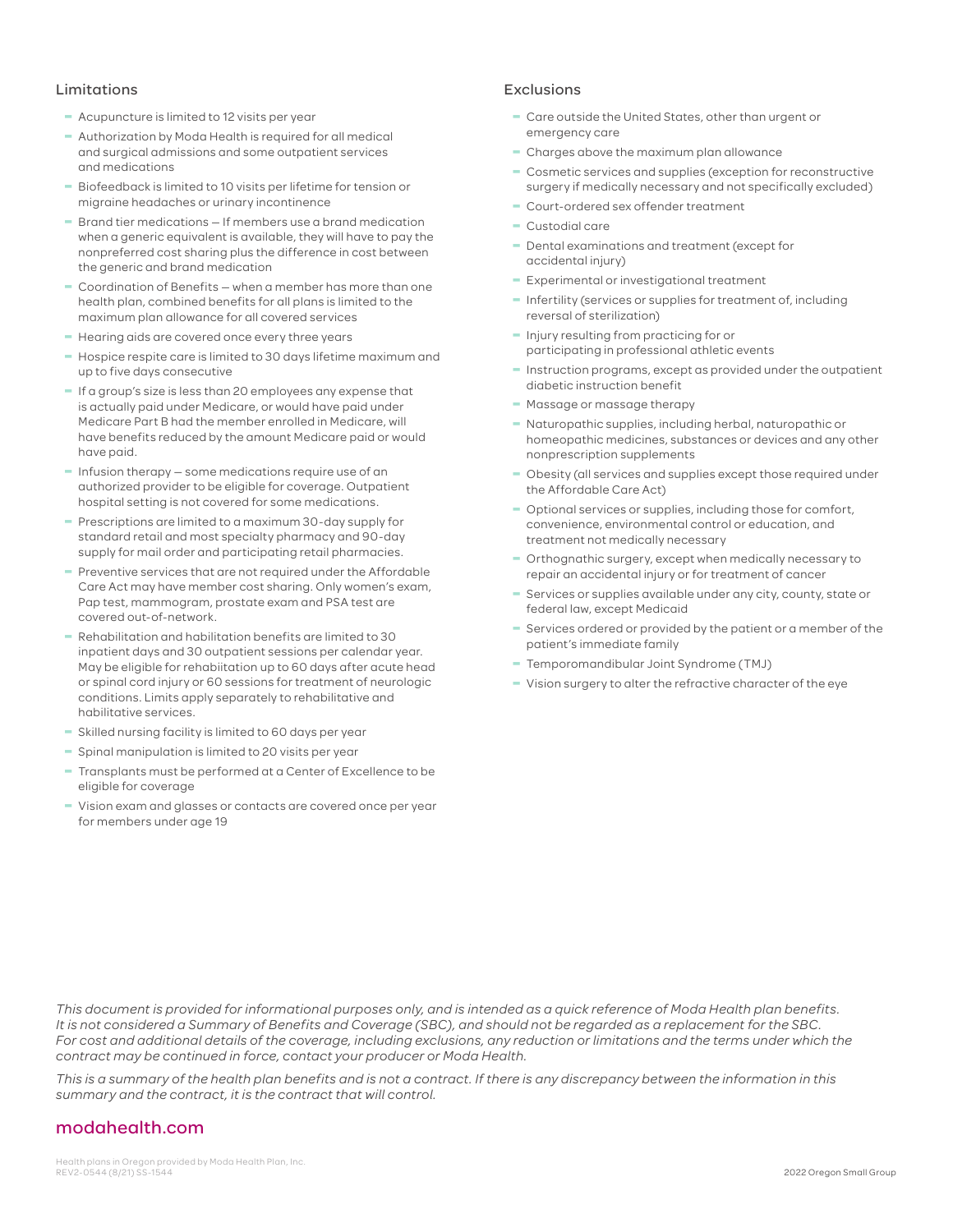## Limitations

- Acupuncture is limited to 12 visits per year
- Authorization by Moda Health is required for all medical and surgical admissions and some outpatient services and medications
- Biofeedback is limited to 10 visits per lifetime for tension or migraine headaches or urinary incontinence
- Brand tier medications — If members use a brand medication when a generic equivalent is available, they will have to pay the nonpreferred cost sharing plus the difference in cost between the generic and brand medication
- Coordination of Benefits — when a member has more than one health plan, combined benefits for all plans is limited to the maximum plan allowance for all covered services
- Hearing aids are covered once every three years
- Hospice respite care is limited to 30 days lifetime maximum and up to five days consecutive
- If a group's size is less than 20 employees any expense that is actually paid under Medicare, or would have paid under Medicare Part B had the member enrolled in Medicare, will have benefits reduced by the amount Medicare paid or would have paid.
- Infusion therapy — some medications require use of an authorized provider to be eligible for coverage. Outpatient hospital setting is not covered for some medications.
- Prescriptions are limited to a maximum 30-day supply for standard retail and most specialty pharmacy and 90-day supply for mail order and participating retail pharmacies.
- Preventive services that are not required under the Affordable Care Act may have member cost sharing. Only women's exam, Pap test, mammogram, prostate exam and PSA test are covered out-of-network.
- Rehabilitation and habilitation benefits are limited to 30 inpatient days and 30 outpatient sessions per calendar year. May be eligible for rehabiitation up to 60 days after acute head or spinal cord injury or 60 sessions for treatment of neurologic conditions. Limits apply separately to rehabilitative and habilitative services.
- Skilled nursing facility is limited to 60 days per year
- Spinal manipulation is limited to 20 visits per year
- Transplants must be performed at a Center of Excellence to be eligible for coverage
- Vision exam and glasses or contacts are covered once per year for members under age 19

## Exclusions

- Care outside the United States, other than urgent or emergency care
- Charges above the maximum plan allowance
- Cosmetic services and supplies (exception for reconstructive surgery if medically necessary and not specifically excluded)
- Court-ordered sex offender treatment
- Custodial care
- Dental examinations and treatment (except for accidental injury)
- Experimental or investigational treatment
- Infertility (services or supplies for treatment of, including reversal of sterilization)
- Injury resulting from practicing for or participating in professional athletic events
- Instruction programs, except as provided under the outpatient diabetic instruction benefit
- Massage or massage therapy
- Naturopathic supplies, including herbal, naturopathic or homeopathic medicines, substances or devices and any other nonprescription supplements
- Obesity (all services and supplies except those required under the Affordable Care Act)
- Optional services or supplies, including those for comfort, convenience, environmental control or education, and treatment not medically necessary
- Orthognathic surgery, except when medically necessary to repair an accidental injury or for treatment of cancer
- Services or supplies available under any city, county, state or federal law, except Medicaid
- Services ordered or provided by the patient or a member of the patient's immediate family
- Temporomandibular Joint Syndrome (TMJ)
- Vision surgery to alter the refractive character of the eye

*This document is provided for informational purposes only, and is intended as a quick reference of Moda Health plan benefits. It is not considered a Summary of Benefits and Coverage (SBC), and should not be regarded as a replacement for the SBC. For cost and additional details of the coverage, including exclusions, any reduction or limitations and the terms under which the contract may be continued in force, contact your producer or Moda Health.*

*This is a summary of the health plan benefits and is not a contract. If there is any discrepancy between the information in this summary and the contract, it is the contract that will control.*

**modahealth.com**

Health plans in Oregon provided by Moda Health Plan, Inc.
REV2-0544 (8/21) SS-1544

2022 Oregon Small Group